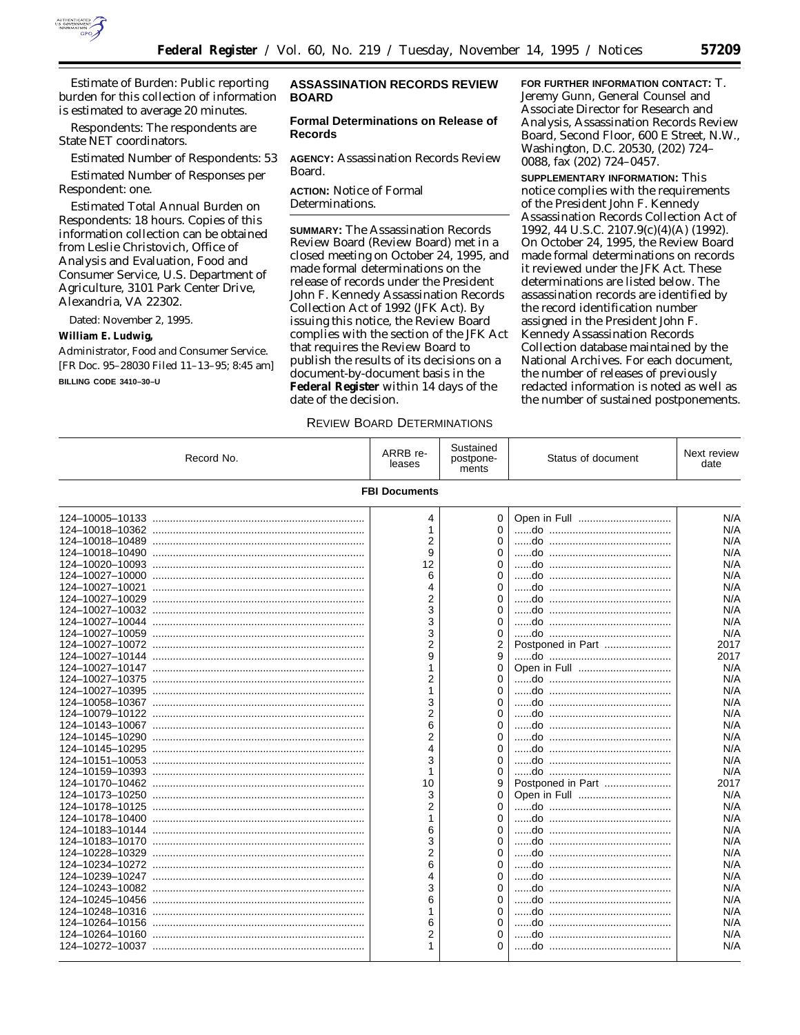Estimate of Burden: Public reporting burden for this collection of information is estimated to average 20 minutes.

Respondents: The respondents are State NET coordinators.

Estimated Number of Respondents: 53

Estimated Number of Responses per Respondent: one.

Estimated Total Annual Burden on Respondents: 18 hours. Copies of this information collection can be obtained from Leslie Christovich, Office of Analysis and Evaluation, Food and Consumer Service, U.S. Department of Agriculture, 3101 Park Center Drive, Alexandria, VA 22302.

Dated: November 2, 1995.

**William E. Ludwig,**

*Administrator, Food and Consumer Service.*

[FR Doc. 95–28030 Filed 11–13–95; 8:45 am]

**BILLING CODE 3410–30–U**

## ASSASSINATION RECORDS REVIEW BOARD

### Formal Determinations on Release of Records

**AGENCY:** Assassination Records Review Board.

**ACTION:** Notice of Formal Determinations.

**SUMMARY:** The Assassination Records Review Board (Review Board) met in a closed meeting on October 24, 1995, and made formal determinations on the release of records under the President John F. Kennedy Assassination Records Collection Act of 1992 (JFK Act). By issuing this notice, the Review Board complies with the section of the JFK Act that requires the Review Board to publish the results of its decisions on a document-by-document basis in the **Federal Register** within 14 days of the date of the decision.

**FOR FURTHER INFORMATION CONTACT:** T. Jeremy Gunn, General Counsel and Associate Director for Research and Analysis, Assassination Records Review Board, Second Floor, 600 E Street, N.W., Washington, D.C. 20530, (202) 724–0088, fax (202) 724–0457.

**SUPPLEMENTARY INFORMATION:** This notice complies with the requirements of the President John F. Kennedy Assassination Records Collection Act of 1992, 44 U.S.C. 2107.9(c)(4)(A) (1992). On October 24, 1995, the Review Board made formal determinations on records it reviewed under the JFK Act. These determinations are listed below. The assassination records are identified by the record identification number assigned in the President John F. Kennedy Assassination Records Collection database maintained by the National Archives. For each document, the number of releases of previously redacted information is noted as well as the number of sustained postponements.

REVIEW BOARD DETERMINATIONS

| Record No. | ARRB releases | Sustained postponements | Status of document | Next review date |
|---|---|---|---|---|
| **FBI Documents** | | | | |
| 124–10005–10133 | 4 | 0 | Open in Full | N/A |
| 124–10018–10362 | 1 | 0 | ......do | N/A |
| 124–10018–10489 | 2 | 0 | ......do | N/A |
| 124–10018–10490 | 9 | 0 | ......do | N/A |
| 124–10020–10093 | 12 | 0 | ......do | N/A |
| 124–10027–10000 | 6 | 0 | ......do | N/A |
| 124–10027–10021 | 4 | 0 | ......do | N/A |
| 124–10027–10029 | 2 | 0 | ......do | N/A |
| 124–10027–10032 | 3 | 0 | ......do | N/A |
| 124–10027–10044 | 3 | 0 | ......do | N/A |
| 124–10027–10059 | 3 | 0 | ......do | N/A |
| 124–10027–10072 | 2 | 2 | Postponed in Part | 2017 |
| 124–10027–10144 | 9 | 9 | ......do | 2017 |
| 124–10027–10147 | 1 | 0 | Open in Full | N/A |
| 124–10027–10375 | 2 | 0 | ......do | N/A |
| 124–10027–10395 | 1 | 0 | ......do | N/A |
| 124–10058–10367 | 3 | 0 | ......do | N/A |
| 124–10079–10122 | 2 | 0 | ......do | N/A |
| 124–10143–10067 | 6 | 0 | ......do | N/A |
| 124–10145–10290 | 2 | 0 | ......do | N/A |
| 124–10145–10295 | 4 | 0 | ......do | N/A |
| 124–10151–10053 | 3 | 0 | ......do | N/A |
| 124–10159–10393 | 1 | 0 | ......do | N/A |
| 124–10170–10462 | 10 | 9 | Postponed in Part | 2017 |
| 124–10173–10250 | 3 | 0 | Open in Full | N/A |
| 124–10178–10125 | 2 | 0 | ......do | N/A |
| 124–10178–10400 | 1 | 0 | ......do | N/A |
| 124–10183–10144 | 6 | 0 | ......do | N/A |
| 124–10183–10170 | 3 | 0 | ......do | N/A |
| 124–10228–10329 | 2 | 0 | ......do | N/A |
| 124–10234–10272 | 6 | 0 | ......do | N/A |
| 124–10239–10247 | 4 | 0 | ......do | N/A |
| 124–10243–10082 | 3 | 0 | ......do | N/A |
| 124–10245–10456 | 6 | 0 | ......do | N/A |
| 124–10248–10316 | 1 | 0 | ......do | N/A |
| 124–10264–10156 | 6 | 0 | ......do | N/A |
| 124–10264–10160 | 2 | 0 | ......do | N/A |
| 124–10272–10037 | 1 | 0 | ......do | N/A |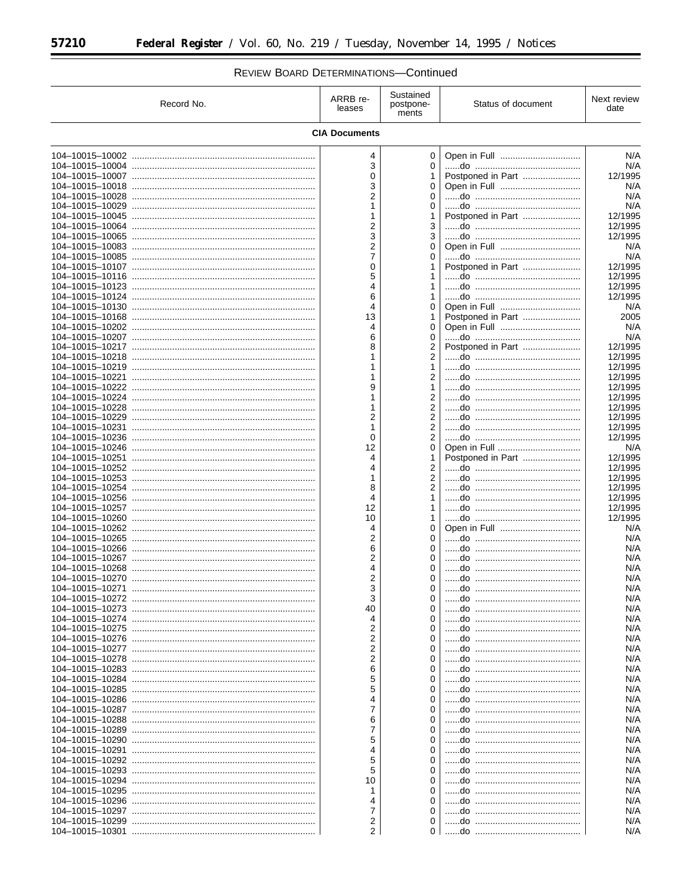## Review Board Determinations—Continued

| Record No. | ARRB releases | Sustained postponements | Status of document | Next review date |
|---|---|---|---|---|
| **CIA Documents** | | | | |
| 104–10015–10002 | 4 | 0 | Open in Full | N/A |
| 104–10015–10004 | 3 | 0 | ......do | N/A |
| 104–10015–10007 | 0 | 1 | Postponed in Part | 12/1995 |
| 104–10015–10018 | 3 | 0 | Open in Full | N/A |
| 104–10015–10028 | 2 | 0 | ......do | N/A |
| 104–10015–10029 | 1 | 0 | ......do | N/A |
| 104–10015–10045 | 1 | 1 | Postponed in Part | 12/1995 |
| 104–10015–10064 | 2 | 3 | ......do | 12/1995 |
| 104–10015–10065 | 3 | 3 | ......do | 12/1995 |
| 104–10015–10083 | 2 | 0 | Open in Full | N/A |
| 104–10015–10085 | 7 | 0 | ......do | N/A |
| 104–10015–10107 | 0 | 1 | Postponed in Part | 12/1995 |
| 104–10015–10116 | 5 | 1 | ......do | 12/1995 |
| 104–10015–10123 | 4 | 1 | ......do | 12/1995 |
| 104–10015–10124 | 6 | 1 | ......do | 12/1995 |
| 104–10015–10130 | 4 | 0 | Open in Full | N/A |
| 104–10015–10168 | 13 | 1 | Postponed in Part | 2005 |
| 104–10015–10202 | 4 | 0 | Open in Full | N/A |
| 104–10015–10207 | 6 | 0 | ......do | N/A |
| 104–10015–10217 | 8 | 2 | Postponed in Part | 12/1995 |
| 104–10015–10218 | 1 | 2 | ......do | 12/1995 |
| 104–10015–10219 | 1 | 1 | ......do | 12/1995 |
| 104–10015–10221 | 1 | 2 | ......do | 12/1995 |
| 104–10015–10222 | 9 | 1 | ......do | 12/1995 |
| 104–10015–10224 | 1 | 2 | ......do | 12/1995 |
| 104–10015–10228 | 1 | 2 | ......do | 12/1995 |
| 104–10015–10229 | 2 | 2 | ......do | 12/1995 |
| 104–10015–10231 | 1 | 2 | ......do | 12/1995 |
| 104–10015–10236 | 0 | 2 | ......do | 12/1995 |
| 104–10015–10246 | 12 | 0 | Open in Full | N/A |
| 104–10015–10251 | 4 | 1 | Postponed in Part | 12/1995 |
| 104–10015–10252 | 4 | 2 | ......do | 12/1995 |
| 104–10015–10253 | 1 | 2 | ......do | 12/1995 |
| 104–10015–10254 | 8 | 2 | ......do | 12/1995 |
| 104–10015–10256 | 4 | 1 | ......do | 12/1995 |
| 104–10015–10257 | 12 | 1 | ......do | 12/1995 |
| 104–10015–10260 | 10 | 1 | ......do | 12/1995 |
| 104–10015–10262 | 4 | 0 | Open in Full | N/A |
| 104–10015–10265 | 2 | 0 | ......do | N/A |
| 104–10015–10266 | 6 | 0 | ......do | N/A |
| 104–10015–10267 | 2 | 0 | ......do | N/A |
| 104–10015–10268 | 4 | 0 | ......do | N/A |
| 104–10015–10270 | 2 | 0 | ......do | N/A |
| 104–10015–10271 | 3 | 0 | ......do | N/A |
| 104–10015–10272 | 3 | 0 | ......do | N/A |
| 104–10015–10273 | 40 | 0 | ......do | N/A |
| 104–10015–10274 | 4 | 0 | ......do | N/A |
| 104–10015–10275 | 2 | 0 | ......do | N/A |
| 104–10015–10276 | 2 | 0 | ......do | N/A |
| 104–10015–10277 | 2 | 0 | ......do | N/A |
| 104–10015–10278 | 2 | 0 | ......do | N/A |
| 104–10015–10283 | 6 | 0 | ......do | N/A |
| 104–10015–10284 | 5 | 0 | ......do | N/A |
| 104–10015–10285 | 5 | 0 | ......do | N/A |
| 104–10015–10286 | 4 | 0 | ......do | N/A |
| 104–10015–10287 | 7 | 0 | ......do | N/A |
| 104–10015–10288 | 6 | 0 | ......do | N/A |
| 104–10015–10289 | 7 | 0 | ......do | N/A |
| 104–10015–10290 | 5 | 0 | ......do | N/A |
| 104–10015–10291 | 4 | 0 | ......do | N/A |
| 104–10015–10292 | 5 | 0 | ......do | N/A |
| 104–10015–10293 | 5 | 0 | ......do | N/A |
| 104–10015–10294 | 10 | 0 | ......do | N/A |
| 104–10015–10295 | 1 | 0 | ......do | N/A |
| 104–10015–10296 | 4 | 0 | ......do | N/A |
| 104–10015–10297 | 7 | 0 | ......do | N/A |
| 104–10015–10299 | 2 | 0 | ......do | N/A |
| 104–10015–10301 | 2 | 0 | ......do | N/A |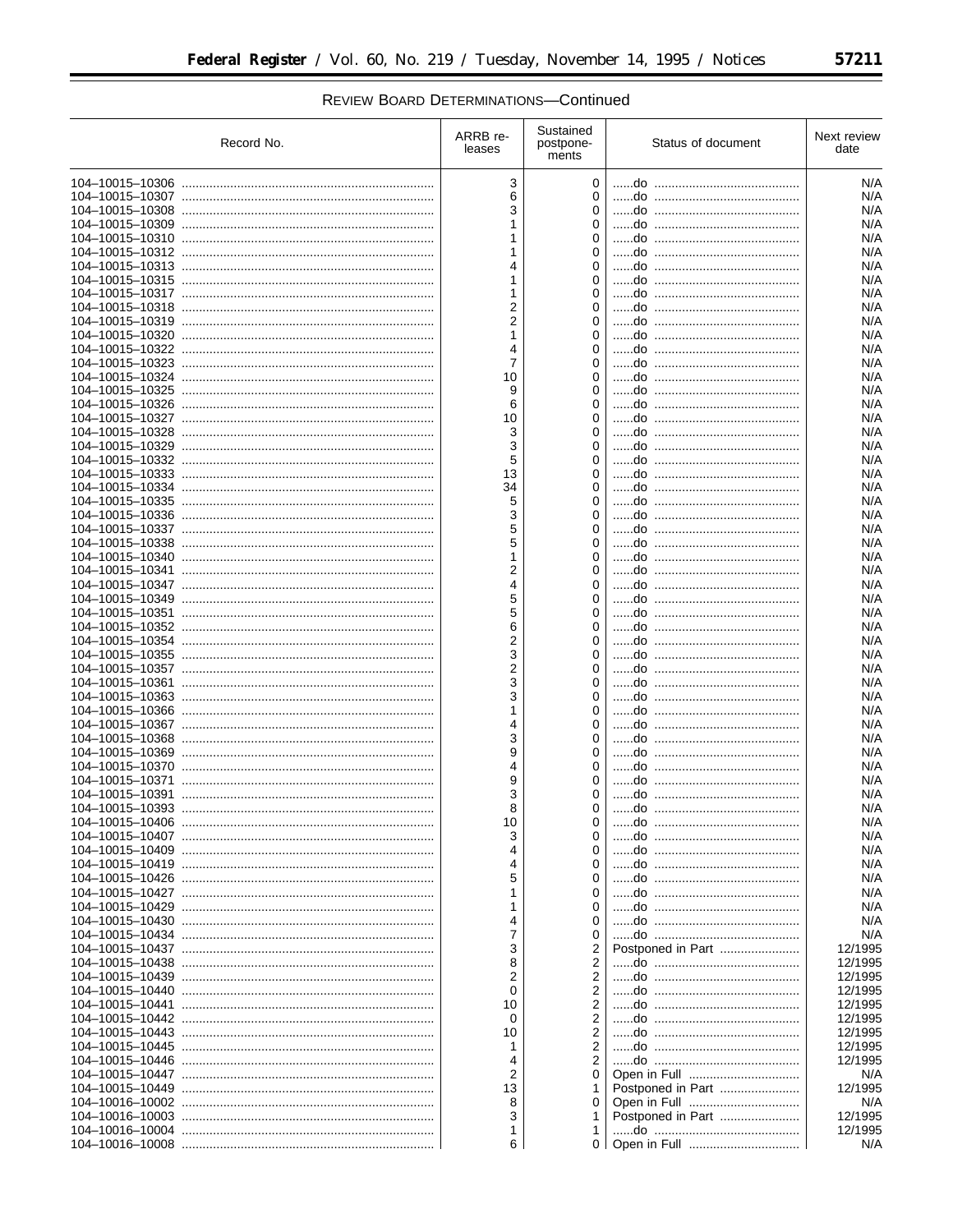REVIEW BOARD DETERMINATIONS—Continued

| Record No. | ARRB releases | Sustained postponements | Status of document | Next review date |
|---|---|---|---|---|
| 104–10015–10306 | 3 | 0 | ......do | N/A |
| 104–10015–10307 | 6 | 0 | ......do | N/A |
| 104–10015–10308 | 3 | 0 | ......do | N/A |
| 104–10015–10309 | 1 | 0 | ......do | N/A |
| 104–10015–10310 | 1 | 0 | ......do | N/A |
| 104–10015–10312 | 1 | 0 | ......do | N/A |
| 104–10015–10313 | 4 | 0 | ......do | N/A |
| 104–10015–10315 | 1 | 0 | ......do | N/A |
| 104–10015–10317 | 1 | 0 | ......do | N/A |
| 104–10015–10318 | 2 | 0 | ......do | N/A |
| 104–10015–10319 | 2 | 0 | ......do | N/A |
| 104–10015–10320 | 1 | 0 | ......do | N/A |
| 104–10015–10322 | 4 | 0 | ......do | N/A |
| 104–10015–10323 | 7 | 0 | ......do | N/A |
| 104–10015–10324 | 10 | 0 | ......do | N/A |
| 104–10015–10325 | 9 | 0 | ......do | N/A |
| 104–10015–10326 | 6 | 0 | ......do | N/A |
| 104–10015–10327 | 10 | 0 | ......do | N/A |
| 104–10015–10328 | 3 | 0 | ......do | N/A |
| 104–10015–10329 | 3 | 0 | ......do | N/A |
| 104–10015–10332 | 5 | 0 | ......do | N/A |
| 104–10015–10333 | 13 | 0 | ......do | N/A |
| 104–10015–10334 | 34 | 0 | ......do | N/A |
| 104–10015–10335 | 5 | 0 | ......do | N/A |
| 104–10015–10336 | 3 | 0 | ......do | N/A |
| 104–10015–10337 | 5 | 0 | ......do | N/A |
| 104–10015–10338 | 5 | 0 | ......do | N/A |
| 104–10015–10340 | 1 | 0 | ......do | N/A |
| 104–10015–10341 | 2 | 0 | ......do | N/A |
| 104–10015–10347 | 4 | 0 | ......do | N/A |
| 104–10015–10349 | 5 | 0 | ......do | N/A |
| 104–10015–10351 | 5 | 0 | ......do | N/A |
| 104–10015–10352 | 6 | 0 | ......do | N/A |
| 104–10015–10354 | 2 | 0 | ......do | N/A |
| 104–10015–10355 | 3 | 0 | ......do | N/A |
| 104–10015–10357 | 2 | 0 | ......do | N/A |
| 104–10015–10361 | 3 | 0 | ......do | N/A |
| 104–10015–10363 | 3 | 0 | ......do | N/A |
| 104–10015–10366 | 1 | 0 | ......do | N/A |
| 104–10015–10367 | 4 | 0 | ......do | N/A |
| 104–10015–10368 | 3 | 0 | ......do | N/A |
| 104–10015–10369 | 9 | 0 | ......do | N/A |
| 104–10015–10370 | 4 | 0 | ......do | N/A |
| 104–10015–10371 | 9 | 0 | ......do | N/A |
| 104–10015–10391 | 3 | 0 | ......do | N/A |
| 104–10015–10393 | 8 | 0 | ......do | N/A |
| 104–10015–10406 | 10 | 0 | ......do | N/A |
| 104–10015–10407 | 3 | 0 | ......do | N/A |
| 104–10015–10409 | 4 | 0 | ......do | N/A |
| 104–10015–10419 | 4 | 0 | ......do | N/A |
| 104–10015–10426 | 5 | 0 | ......do | N/A |
| 104–10015–10427 | 1 | 0 | ......do | N/A |
| 104–10015–10429 | 1 | 0 | ......do | N/A |
| 104–10015–10430 | 4 | 0 | ......do | N/A |
| 104–10015–10434 | 7 | 0 | ......do | N/A |
| 104–10015–10437 | 3 | 2 | Postponed in Part | 12/1995 |
| 104–10015–10438 | 8 | 2 | ......do | 12/1995 |
| 104–10015–10439 | 2 | 2 | ......do | 12/1995 |
| 104–10015–10440 | 0 | 2 | ......do | 12/1995 |
| 104–10015–10441 | 10 | 2 | ......do | 12/1995 |
| 104–10015–10442 | 0 | 2 | ......do | 12/1995 |
| 104–10015–10443 | 10 | 2 | ......do | 12/1995 |
| 104–10015–10445 | 1 | 2 | ......do | 12/1995 |
| 104–10015–10446 | 4 | 2 | ......do | 12/1995 |
| 104–10015–10447 | 2 | 0 | Open in Full | N/A |
| 104–10015–10449 | 13 | 1 | Postponed in Part | 12/1995 |
| 104–10016–10002 | 8 | 0 | Open in Full | N/A |
| 104–10016–10003 | 3 | 1 | Postponed in Part | 12/1995 |
| 104–10016–10004 | 1 | 1 | ......do | 12/1995 |
| 104–10016–10008 | 6 | 0 | Open in Full | N/A |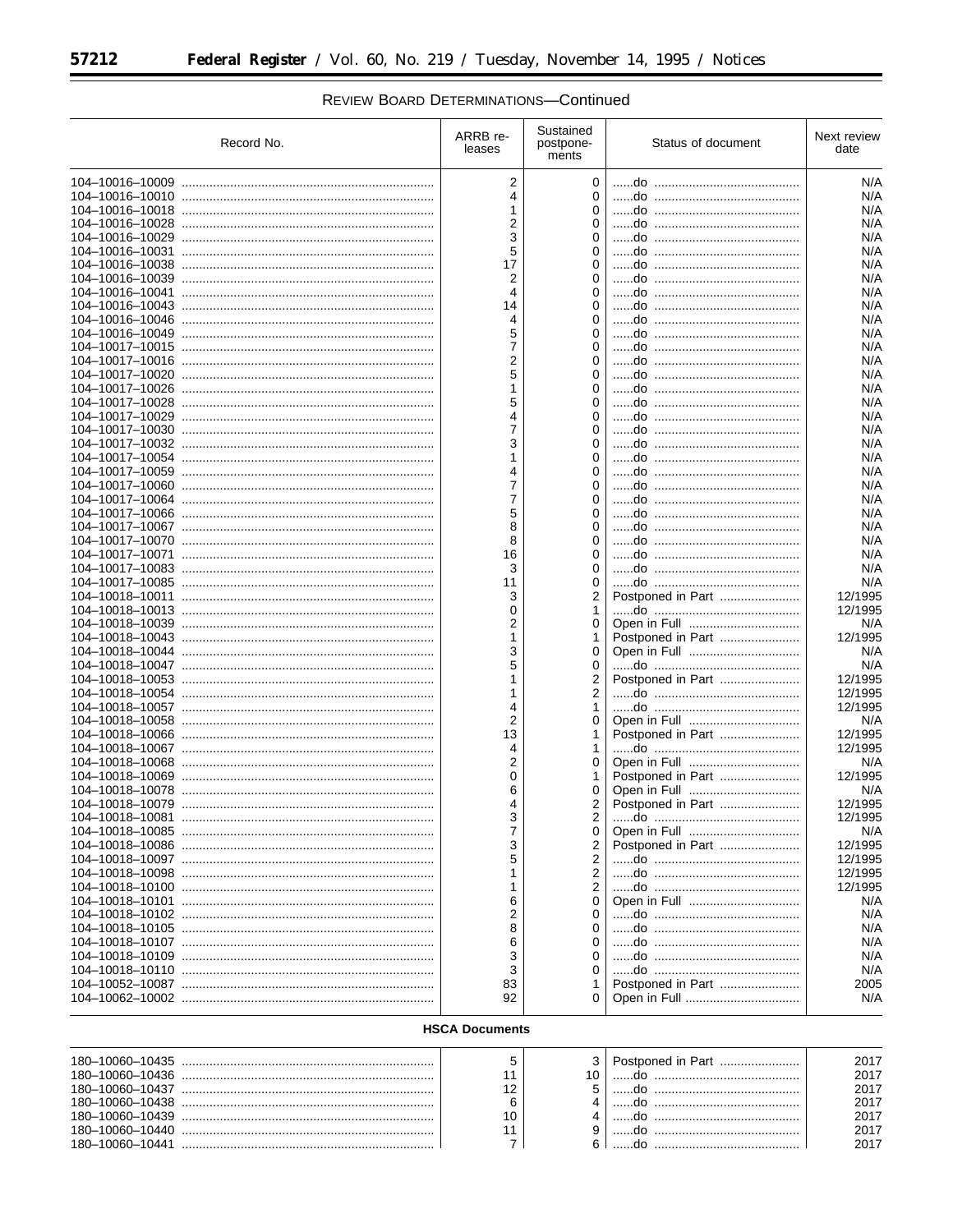REVIEW BOARD DETERMINATIONS—Continued

| Record No. | ARRB releases | Sustained postponements | Status of document | Next review date |
|---|---|---|---|---|
| 104–10016–10009 | 2 | 0 | ......do | N/A |
| 104–10016–10010 | 4 | 0 | ......do | N/A |
| 104–10016–10018 | 1 | 0 | ......do | N/A |
| 104–10016–10028 | 2 | 0 | ......do | N/A |
| 104–10016–10029 | 3 | 0 | ......do | N/A |
| 104–10016–10031 | 5 | 0 | ......do | N/A |
| 104–10016–10038 | 17 | 0 | ......do | N/A |
| 104–10016–10039 | 2 | 0 | ......do | N/A |
| 104–10016–10041 | 4 | 0 | ......do | N/A |
| 104–10016–10043 | 14 | 0 | ......do | N/A |
| 104–10016–10046 | 4 | 0 | ......do | N/A |
| 104–10016–10049 | 5 | 0 | ......do | N/A |
| 104–10017–10015 | 7 | 0 | ......do | N/A |
| 104–10017–10016 | 2 | 0 | ......do | N/A |
| 104–10017–10020 | 5 | 0 | ......do | N/A |
| 104–10017–10026 | 1 | 0 | ......do | N/A |
| 104–10017–10028 | 5 | 0 | ......do | N/A |
| 104–10017–10029 | 4 | 0 | ......do | N/A |
| 104–10017–10030 | 7 | 0 | ......do | N/A |
| 104–10017–10032 | 3 | 0 | ......do | N/A |
| 104–10017–10054 | 1 | 0 | ......do | N/A |
| 104–10017–10059 | 4 | 0 | ......do | N/A |
| 104–10017–10060 | 7 | 0 | ......do | N/A |
| 104–10017–10064 | 7 | 0 | ......do | N/A |
| 104–10017–10066 | 5 | 0 | ......do | N/A |
| 104–10017–10067 | 8 | 0 | ......do | N/A |
| 104–10017–10070 | 8 | 0 | ......do | N/A |
| 104–10017–10071 | 16 | 0 | ......do | N/A |
| 104–10017–10083 | 3 | 0 | ......do | N/A |
| 104–10017–10085 | 11 | 0 | ......do | N/A |
| 104–10018–10011 | 3 | 2 | Postponed in Part | 12/1995 |
| 104–10018–10013 | 0 | 1 | ......do | 12/1995 |
| 104–10018–10039 | 2 | 0 | Open in Full | N/A |
| 104–10018–10043 | 1 | 1 | Postponed in Part | 12/1995 |
| 104–10018–10044 | 3 | 0 | Open in Full | N/A |
| 104–10018–10047 | 5 | 0 | ......do | N/A |
| 104–10018–10053 | 1 | 2 | Postponed in Part | 12/1995 |
| 104–10018–10054 | 1 | 2 | ......do | 12/1995 |
| 104–10018–10057 | 4 | 1 | ......do | 12/1995 |
| 104–10018–10058 | 2 | 0 | Open in Full | N/A |
| 104–10018–10066 | 13 | 1 | Postponed in Part | 12/1995 |
| 104–10018–10067 | 4 | 1 | ......do | 12/1995 |
| 104–10018–10068 | 2 | 0 | Open in Full | N/A |
| 104–10018–10069 | 0 | 1 | Postponed in Part | 12/1995 |
| 104–10018–10078 | 6 | 0 | Open in Full | N/A |
| 104–10018–10079 | 4 | 2 | Postponed in Part | 12/1995 |
| 104–10018–10081 | 3 | 2 | ......do | 12/1995 |
| 104–10018–10085 | 7 | 0 | Open in Full | N/A |
| 104–10018–10086 | 3 | 2 | Postponed in Part | 12/1995 |
| 104–10018–10097 | 5 | 2 | ......do | 12/1995 |
| 104–10018–10098 | 1 | 2 | ......do | 12/1995 |
| 104–10018–10100 | 1 | 2 | ......do | 12/1995 |
| 104–10018–10101 | 6 | 0 | Open in Full | N/A |
| 104–10018–10102 | 2 | 0 | ......do | N/A |
| 104–10018–10105 | 8 | 0 | ......do | N/A |
| 104–10018–10107 | 6 | 0 | ......do | N/A |
| 104–10018–10109 | 3 | 0 | ......do | N/A |
| 104–10018–10110 | 3 | 0 | ......do | N/A |
| 104–10052–10087 | 83 | 1 | Postponed in Part | 2005 |
| 104–10062–10002 | 92 | 0 | Open in Full | N/A |
| **HSCA Documents** | | | | |
| 180–10060–10435 | 5 | 3 | Postponed in Part | 2017 |
| 180–10060–10436 | 11 | 10 | ......do | 2017 |
| 180–10060–10437 | 12 | 5 | ......do | 2017 |
| 180–10060–10438 | 6 | 4 | ......do | 2017 |
| 180–10060–10439 | 10 | 4 | ......do | 2017 |
| 180–10060–10440 | 11 | 9 | ......do | 2017 |
| 180–10060–10441 | 7 | 6 | ......do | 2017 |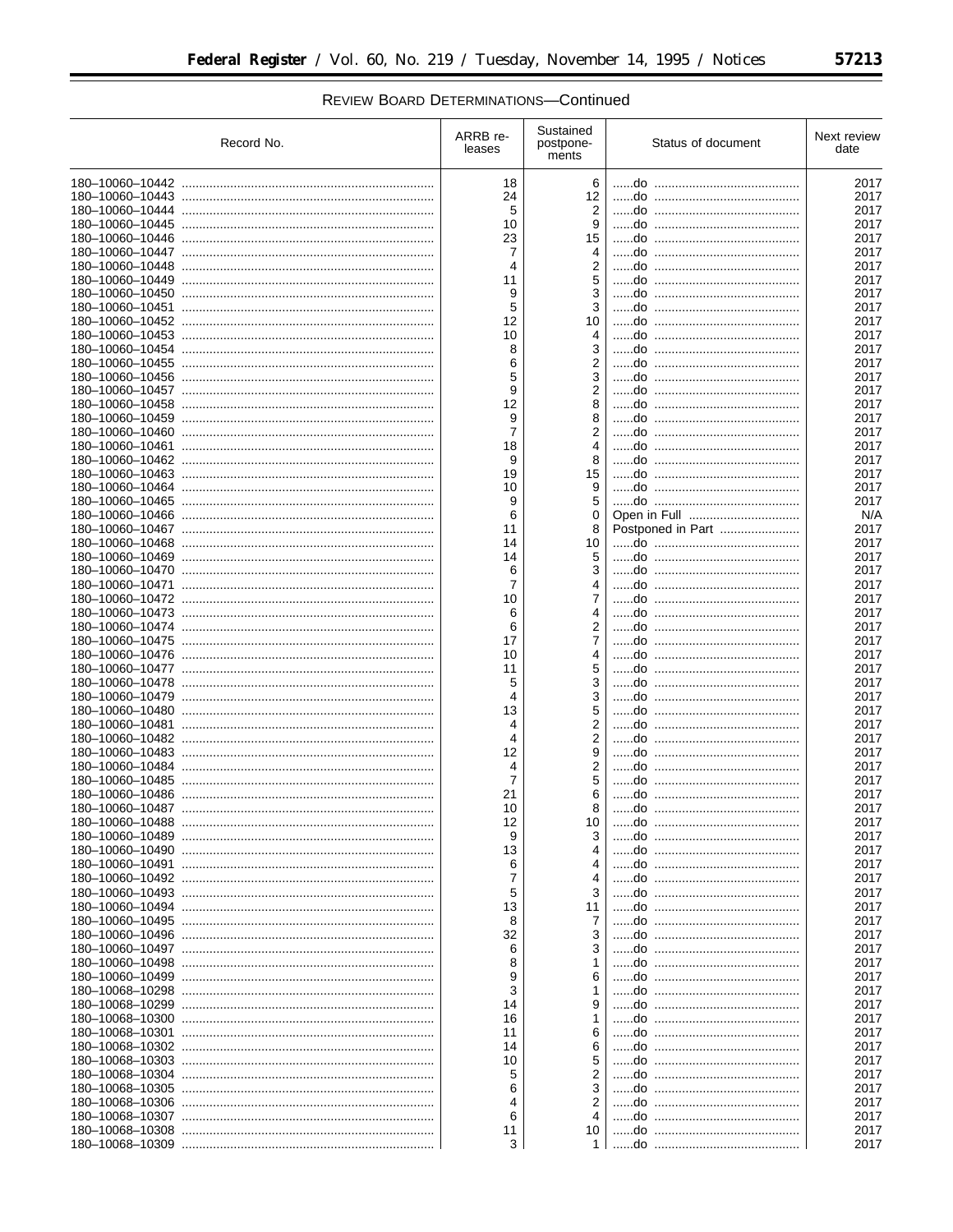REVIEW BOARD DETERMINATIONS—Continued

| Record No. | ARRB releases | Sustained postponements | Status of document | Next review date |
|---|---|---|---|---|
| 180–10060–10442 | 18 | 6 | ......do | 2017 |
| 180–10060–10443 | 24 | 12 | ......do | 2017 |
| 180–10060–10444 | 5 | 2 | ......do | 2017 |
| 180–10060–10445 | 10 | 9 | ......do | 2017 |
| 180–10060–10446 | 23 | 15 | ......do | 2017 |
| 180–10060–10447 | 7 | 4 | ......do | 2017 |
| 180–10060–10448 | 4 | 2 | ......do | 2017 |
| 180–10060–10449 | 11 | 5 | ......do | 2017 |
| 180–10060–10450 | 9 | 3 | ......do | 2017 |
| 180–10060–10451 | 5 | 3 | ......do | 2017 |
| 180–10060–10452 | 12 | 10 | ......do | 2017 |
| 180–10060–10453 | 10 | 4 | ......do | 2017 |
| 180–10060–10454 | 8 | 3 | ......do | 2017 |
| 180–10060–10455 | 6 | 2 | ......do | 2017 |
| 180–10060–10456 | 5 | 3 | ......do | 2017 |
| 180–10060–10457 | 9 | 2 | ......do | 2017 |
| 180–10060–10458 | 12 | 8 | ......do | 2017 |
| 180–10060–10459 | 9 | 8 | ......do | 2017 |
| 180–10060–10460 | 7 | 2 | ......do | 2017 |
| 180–10060–10461 | 18 | 4 | ......do | 2017 |
| 180–10060–10462 | 9 | 8 | ......do | 2017 |
| 180–10060–10463 | 19 | 15 | ......do | 2017 |
| 180–10060–10464 | 10 | 9 | ......do | 2017 |
| 180–10060–10465 | 9 | 5 | ......do | 2017 |
| 180–10060–10466 | 6 | 0 | Open in Full | N/A |
| 180–10060–10467 | 11 | 8 | Postponed in Part | 2017 |
| 180–10060–10468 | 14 | 10 | ......do | 2017 |
| 180–10060–10469 | 14 | 5 | ......do | 2017 |
| 180–10060–10470 | 6 | 3 | ......do | 2017 |
| 180–10060–10471 | 7 | 4 | ......do | 2017 |
| 180–10060–10472 | 10 | 7 | ......do | 2017 |
| 180–10060–10473 | 6 | 4 | ......do | 2017 |
| 180–10060–10474 | 6 | 2 | ......do | 2017 |
| 180–10060–10475 | 17 | 7 | ......do | 2017 |
| 180–10060–10476 | 10 | 4 | ......do | 2017 |
| 180–10060–10477 | 11 | 5 | ......do | 2017 |
| 180–10060–10478 | 5 | 3 | ......do | 2017 |
| 180–10060–10479 | 4 | 3 | ......do | 2017 |
| 180–10060–10480 | 13 | 5 | ......do | 2017 |
| 180–10060–10481 | 4 | 2 | ......do | 2017 |
| 180–10060–10482 | 4 | 2 | ......do | 2017 |
| 180–10060–10483 | 12 | 9 | ......do | 2017 |
| 180–10060–10484 | 4 | 2 | ......do | 2017 |
| 180–10060–10485 | 7 | 5 | ......do | 2017 |
| 180–10060–10486 | 21 | 6 | ......do | 2017 |
| 180–10060–10487 | 10 | 8 | ......do | 2017 |
| 180–10060–10488 | 12 | 10 | ......do | 2017 |
| 180–10060–10489 | 9 | 3 | ......do | 2017 |
| 180–10060–10490 | 13 | 4 | ......do | 2017 |
| 180–10060–10491 | 6 | 4 | ......do | 2017 |
| 180–10060–10492 | 7 | 4 | ......do | 2017 |
| 180–10060–10493 | 5 | 3 | ......do | 2017 |
| 180–10060–10494 | 13 | 11 | ......do | 2017 |
| 180–10060–10495 | 8 | 7 | ......do | 2017 |
| 180–10060–10496 | 32 | 3 | ......do | 2017 |
| 180–10060–10497 | 6 | 3 | ......do | 2017 |
| 180–10060–10498 | 8 | 1 | ......do | 2017 |
| 180–10060–10499 | 9 | 6 | ......do | 2017 |
| 180–10068–10298 | 3 | 1 | ......do | 2017 |
| 180–10068–10299 | 14 | 9 | ......do | 2017 |
| 180–10068–10300 | 16 | 1 | ......do | 2017 |
| 180–10068–10301 | 11 | 6 | ......do | 2017 |
| 180–10068–10302 | 14 | 6 | ......do | 2017 |
| 180–10068–10303 | 10 | 5 | ......do | 2017 |
| 180–10068–10304 | 5 | 2 | ......do | 2017 |
| 180–10068–10305 | 6 | 3 | ......do | 2017 |
| 180–10068–10306 | 4 | 2 | ......do | 2017 |
| 180–10068–10307 | 6 | 4 | ......do | 2017 |
| 180–10068–10308 | 11 | 10 | ......do | 2017 |
| 180–10068–10309 | 3 | 1 | ......do | 2017 |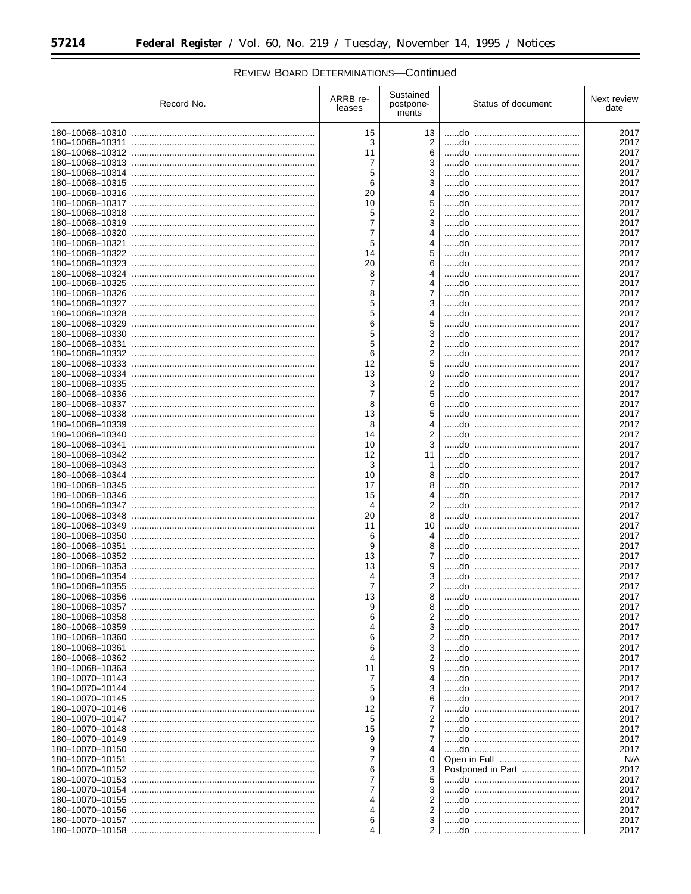REVIEW BOARD DETERMINATIONS—Continued

| Record No. | ARRB releases | Sustained postponements | Status of document | Next review date |
|---|---|---|---|---|
| 180–10068–10310 | 15 | 13 | ......do | 2017 |
| 180–10068–10311 | 3 | 2 | ......do | 2017 |
| 180–10068–10312 | 11 | 6 | ......do | 2017 |
| 180–10068–10313 | 7 | 3 | ......do | 2017 |
| 180–10068–10314 | 5 | 3 | ......do | 2017 |
| 180–10068–10315 | 6 | 3 | ......do | 2017 |
| 180–10068–10316 | 20 | 4 | ......do | 2017 |
| 180–10068–10317 | 10 | 5 | ......do | 2017 |
| 180–10068–10318 | 5 | 2 | ......do | 2017 |
| 180–10068–10319 | 7 | 3 | ......do | 2017 |
| 180–10068–10320 | 7 | 4 | ......do | 2017 |
| 180–10068–10321 | 5 | 4 | ......do | 2017 |
| 180–10068–10322 | 14 | 5 | ......do | 2017 |
| 180–10068–10323 | 20 | 6 | ......do | 2017 |
| 180–10068–10324 | 8 | 4 | ......do | 2017 |
| 180–10068–10325 | 7 | 4 | ......do | 2017 |
| 180–10068–10326 | 8 | 7 | ......do | 2017 |
| 180–10068–10327 | 5 | 3 | ......do | 2017 |
| 180–10068–10328 | 5 | 4 | ......do | 2017 |
| 180–10068–10329 | 6 | 5 | ......do | 2017 |
| 180–10068–10330 | 5 | 3 | ......do | 2017 |
| 180–10068–10331 | 5 | 2 | ......do | 2017 |
| 180–10068–10332 | 6 | 2 | ......do | 2017 |
| 180–10068–10333 | 12 | 5 | ......do | 2017 |
| 180–10068–10334 | 13 | 9 | ......do | 2017 |
| 180–10068–10335 | 3 | 2 | ......do | 2017 |
| 180–10068–10336 | 7 | 5 | ......do | 2017 |
| 180–10068–10337 | 8 | 6 | ......do | 2017 |
| 180–10068–10338 | 13 | 5 | ......do | 2017 |
| 180–10068–10339 | 8 | 4 | ......do | 2017 |
| 180–10068–10340 | 14 | 2 | ......do | 2017 |
| 180–10068–10341 | 10 | 3 | ......do | 2017 |
| 180–10068–10342 | 12 | 11 | ......do | 2017 |
| 180–10068–10343 | 3 | 1 | ......do | 2017 |
| 180–10068–10344 | 10 | 8 | ......do | 2017 |
| 180–10068–10345 | 17 | 8 | ......do | 2017 |
| 180–10068–10346 | 15 | 4 | ......do | 2017 |
| 180–10068–10347 | 4 | 2 | ......do | 2017 |
| 180–10068–10348 | 20 | 8 | ......do | 2017 |
| 180–10068–10349 | 11 | 10 | ......do | 2017 |
| 180–10068–10350 | 6 | 4 | ......do | 2017 |
| 180–10068–10351 | 9 | 8 | ......do | 2017 |
| 180–10068–10352 | 13 | 7 | ......do | 2017 |
| 180–10068–10353 | 13 | 9 | ......do | 2017 |
| 180–10068–10354 | 4 | 3 | ......do | 2017 |
| 180–10068–10355 | 7 | 2 | ......do | 2017 |
| 180–10068–10356 | 13 | 8 | ......do | 2017 |
| 180–10068–10357 | 9 | 8 | ......do | 2017 |
| 180–10068–10358 | 6 | 2 | ......do | 2017 |
| 180–10068–10359 | 4 | 3 | ......do | 2017 |
| 180–10068–10360 | 6 | 2 | ......do | 2017 |
| 180–10068–10361 | 6 | 3 | ......do | 2017 |
| 180–10068–10362 | 4 | 2 | ......do | 2017 |
| 180–10068–10363 | 11 | 9 | ......do | 2017 |
| 180–10070–10143 | 7 | 4 | ......do | 2017 |
| 180–10070–10144 | 5 | 3 | ......do | 2017 |
| 180–10070–10145 | 9 | 6 | ......do | 2017 |
| 180–10070–10146 | 12 | 7 | ......do | 2017 |
| 180–10070–10147 | 5 | 2 | ......do | 2017 |
| 180–10070–10148 | 15 | 7 | ......do | 2017 |
| 180–10070–10149 | 9 | 7 | ......do | 2017 |
| 180–10070–10150 | 9 | 4 | ......do | 2017 |
| 180–10070–10151 | 7 | 0 | Open in Full | N/A |
| 180–10070–10152 | 6 | 3 | Postponed in Part | 2017 |
| 180–10070–10153 | 7 | 5 | ......do | 2017 |
| 180–10070–10154 | 7 | 3 | ......do | 2017 |
| 180–10070–10155 | 4 | 2 | ......do | 2017 |
| 180–10070–10156 | 4 | 2 | ......do | 2017 |
| 180–10070–10157 | 6 | 3 | ......do | 2017 |
| 180–10070–10158 | 4 | 2 | ......do | 2017 |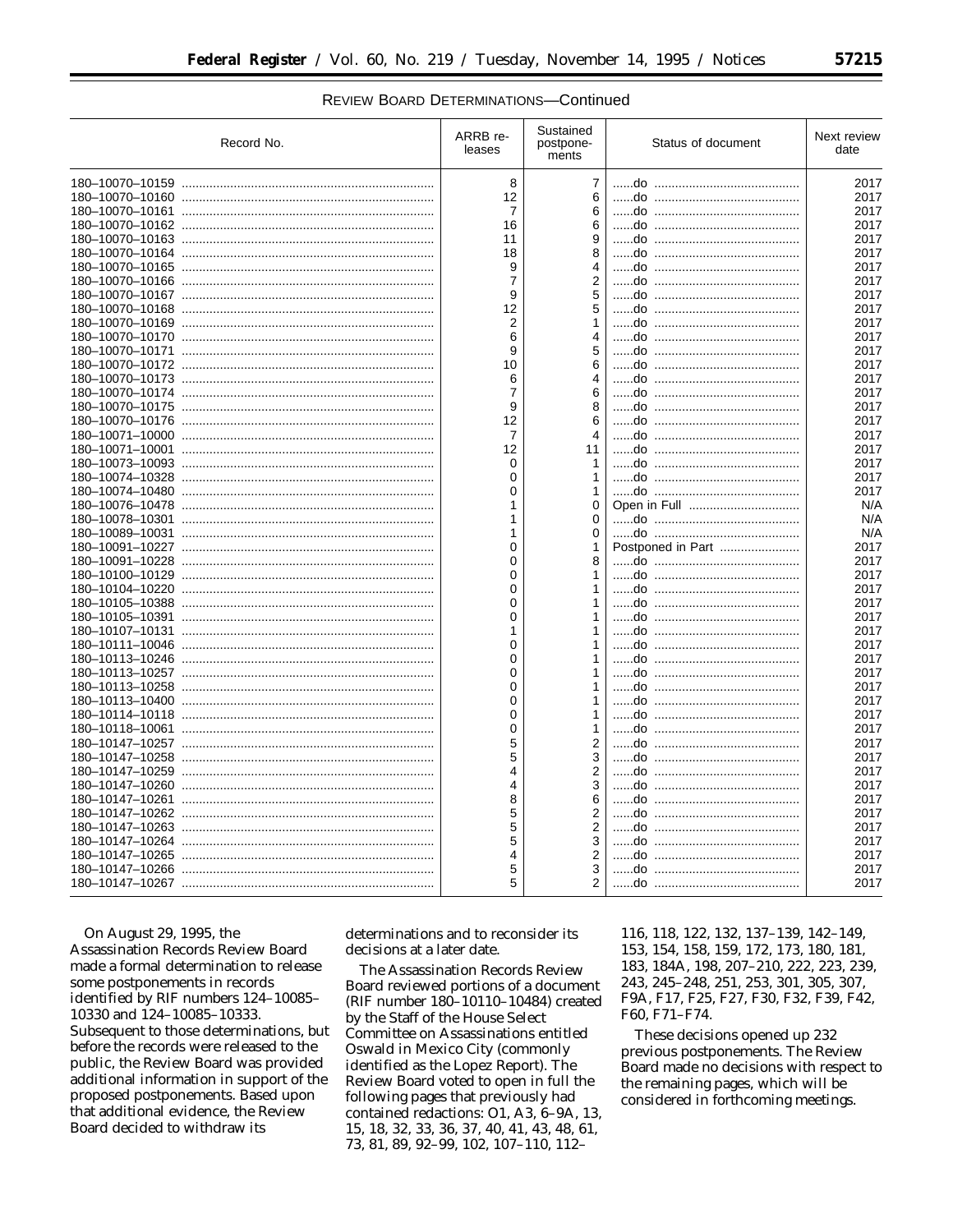REVIEW BOARD DETERMINATIONS—Continued

| Record No. | ARRB releases | Sustained postponements | Status of document | Next review date |
| --- | --- | --- | --- | --- |
| 180–10070–10159 | 8 | 7 | ......do | 2017 |
| 180–10070–10160 | 12 | 6 | ......do | 2017 |
| 180–10070–10161 | 7 | 6 | ......do | 2017 |
| 180–10070–10162 | 16 | 6 | ......do | 2017 |
| 180–10070–10163 | 11 | 9 | ......do | 2017 |
| 180–10070–10164 | 18 | 8 | ......do | 2017 |
| 180–10070–10165 | 9 | 4 | ......do | 2017 |
| 180–10070–10166 | 7 | 2 | ......do | 2017 |
| 180–10070–10167 | 9 | 5 | ......do | 2017 |
| 180–10070–10168 | 12 | 5 | ......do | 2017 |
| 180–10070–10169 | 2 | 1 | ......do | 2017 |
| 180–10070–10170 | 6 | 4 | ......do | 2017 |
| 180–10070–10171 | 9 | 5 | ......do | 2017 |
| 180–10070–10172 | 10 | 6 | ......do | 2017 |
| 180–10070–10173 | 6 | 4 | ......do | 2017 |
| 180–10070–10174 | 7 | 6 | ......do | 2017 |
| 180–10070–10175 | 9 | 8 | ......do | 2017 |
| 180–10070–10176 | 12 | 6 | ......do | 2017 |
| 180–10071–10000 | 7 | 4 | ......do | 2017 |
| 180–10071–10001 | 12 | 11 | ......do | 2017 |
| 180–10073–10093 | 0 | 1 | ......do | 2017 |
| 180–10074–10328 | 0 | 1 | ......do | 2017 |
| 180–10074–10480 | 0 | 1 | ......do | 2017 |
| 180–10076–10478 | 1 | 0 | Open in Full | N/A |
| 180–10078–10301 | 1 | 0 | ......do | N/A |
| 180–10089–10031 | 1 | 0 | ......do | N/A |
| 180–10091–10227 | 0 | 1 | Postponed in Part | 2017 |
| 180–10091–10228 | 0 | 8 | ......do | 2017 |
| 180–10100–10129 | 0 | 1 | ......do | 2017 |
| 180–10104–10220 | 0 | 1 | ......do | 2017 |
| 180–10105–10388 | 0 | 1 | ......do | 2017 |
| 180–10105–10391 | 0 | 1 | ......do | 2017 |
| 180–10107–10131 | 1 | 1 | ......do | 2017 |
| 180–10111–10046 | 0 | 1 | ......do | 2017 |
| 180–10113–10246 | 0 | 1 | ......do | 2017 |
| 180–10113–10257 | 0 | 1 | ......do | 2017 |
| 180–10113–10258 | 0 | 1 | ......do | 2017 |
| 180–10113–10400 | 0 | 1 | ......do | 2017 |
| 180–10114–10118 | 0 | 1 | ......do | 2017 |
| 180–10118–10061 | 0 | 1 | ......do | 2017 |
| 180–10147–10257 | 5 | 2 | ......do | 2017 |
| 180–10147–10258 | 5 | 3 | ......do | 2017 |
| 180–10147–10259 | 4 | 2 | ......do | 2017 |
| 180–10147–10260 | 4 | 3 | ......do | 2017 |
| 180–10147–10261 | 8 | 6 | ......do | 2017 |
| 180–10147–10262 | 5 | 2 | ......do | 2017 |
| 180–10147–10263 | 5 | 2 | ......do | 2017 |
| 180–10147–10264 | 5 | 3 | ......do | 2017 |
| 180–10147–10265 | 4 | 2 | ......do | 2017 |
| 180–10147–10266 | 5 | 3 | ......do | 2017 |
| 180–10147–10267 | 5 | 2 | ......do | 2017 |

On August 29, 1995, the Assassination Records Review Board made a formal determination to release some postponements in records identified by RIF numbers 124–10085–10330 and 124–10085–10333. Subsequent to those determinations, but before the records were released to the public, the Review Board was provided additional information in support of the proposed postponements. Based upon that additional evidence, the Review Board decided to withdraw its determinations and to reconsider its decisions at a later date.

The Assassination Records Review Board reviewed portions of a document (RIF number 180–10110–10484) created by the Staff of the House Select Committee on Assassinations entitled Oswald in Mexico City (commonly identified as the Lopez Report). The Review Board voted to open in full the following pages that previously had contained redactions: O1, A3, 6–9A, 13, 15, 18, 32, 33, 36, 37, 40, 41, 43, 48, 61, 73, 81, 89, 92–99, 102, 107–110, 112–116, 118, 122, 132, 137–139, 142–149, 153, 154, 158, 159, 172, 173, 180, 181, 183, 184A, 198, 207–210, 222, 223, 239, 243, 245–248, 251, 253, 301, 305, 307, F9A, F17, F25, F27, F30, F32, F39, F42, F60, F71–F74.

These decisions opened up 232 previous postponements. The Review Board made no decisions with respect to the remaining pages, which will be considered in forthcoming meetings.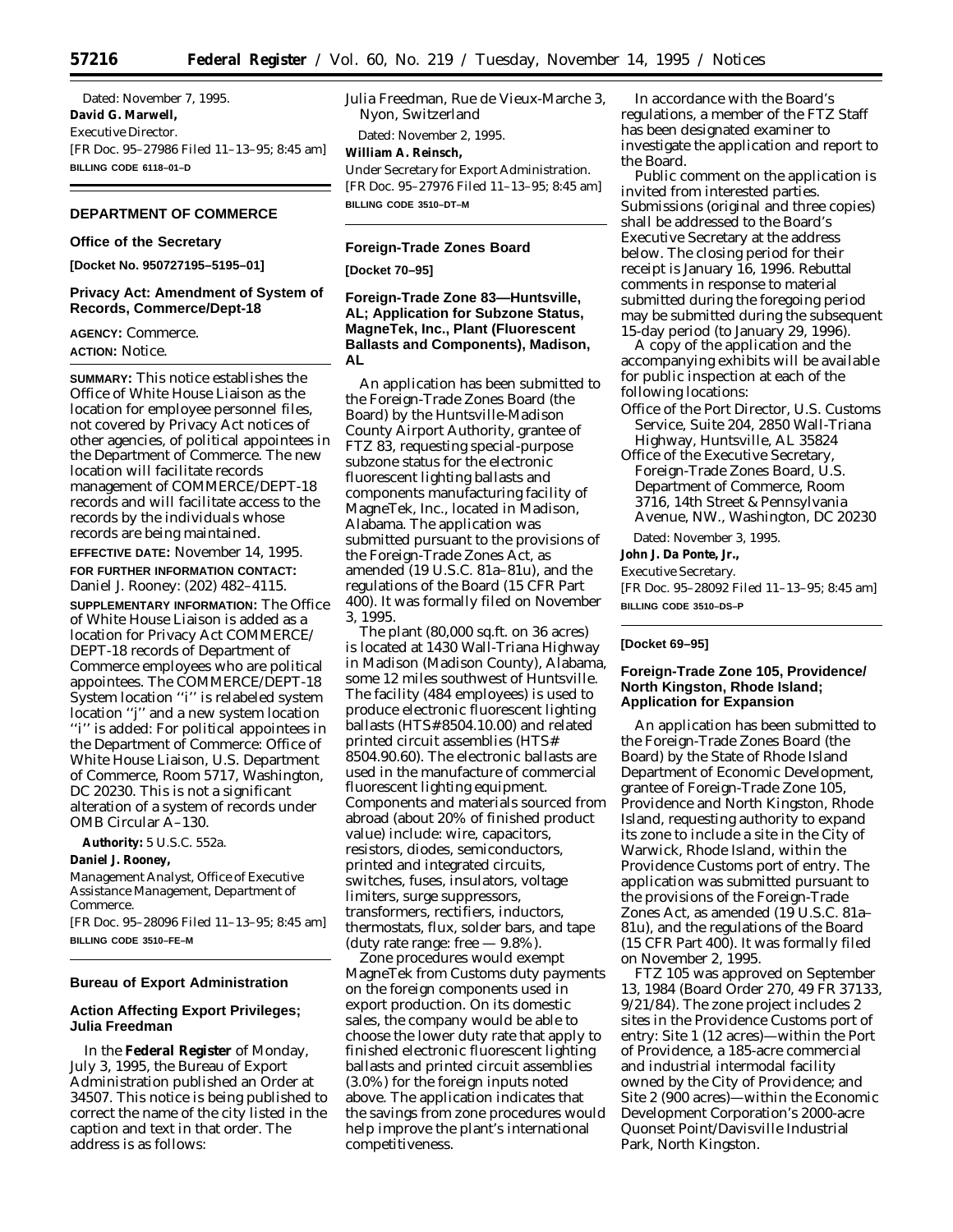Dated: November 7, 1995.

**David G. Marwell,**

*Executive Director.*

[FR Doc. 95–27986 Filed 11–13–95; 8:45 am]

**BILLING CODE 6118–01–D**

## DEPARTMENT OF COMMERCE

### Office of the Secretary

**[Docket No. 950727195–5195–01]**

### Privacy Act: Amendment of System of Records, Commerce/Dept-18

**AGENCY:** Commerce.

**ACTION:** Notice.

**SUMMARY:** This notice establishes the Office of White House Liaison as the location for employee personnel files, not covered by Privacy Act notices of other agencies, of political appointees in the Department of Commerce. The new location will facilitate records management of COMMERCE/DEPT-18 records and will facilitate access to the records by the individuals whose records are being maintained.

**EFFECTIVE DATE:** November 14, 1995.

**FOR FURTHER INFORMATION CONTACT:** Daniel J. Rooney: (202) 482–4115.

**SUPPLEMENTARY INFORMATION:** The Office of White House Liaison is added as a location for Privacy Act COMMERCE/DEPT-18 records of Department of Commerce employees who are political appointees. The COMMERCE/DEPT-18 System location ''i'' is relabeled system location ''j'' and a new system location ''i'' is added: For political appointees in the Department of Commerce: Office of White House Liaison, U.S. Department of Commerce, Room 5717, Washington, DC 20230. This is not a significant alteration of a system of records under OMB Circular A–130.

**Authority:** 5 U.S.C. 552a.

**Daniel J. Rooney,**

*Management Analyst, Office of Executive Assistance Management, Department of Commerce.*

[FR Doc. 95–28096 Filed 11–13–95; 8:45 am]

**BILLING CODE 3510–FE–M**

### Bureau of Export Administration

### Action Affecting Export Privileges; Julia Freedman

In the **Federal Register** of Monday, July 3, 1995, the Bureau of Export Administration published an Order at 34507. This notice is being published to correct the name of the city listed in the caption and text in that order. The address is as follows:

Julia Freedman, Rue de Vieux-Marche 3, Nyon, Switzerland

Dated: November 2, 1995.

**William A. Reinsch,**

*Under Secretary for Export Administration.*

[FR Doc. 95–27976 Filed 11–13–95; 8:45 am]

**BILLING CODE 3510–DT–M**

### Foreign-Trade Zones Board

**[Docket 70–95]**

### Foreign-Trade Zone 83—Huntsville, AL; Application for Subzone Status, MagneTek, Inc., Plant (Fluorescent Ballasts and Components), Madison, AL

An application has been submitted to the Foreign-Trade Zones Board (the Board) by the Huntsville-Madison County Airport Authority, grantee of FTZ 83, requesting special-purpose subzone status for the electronic fluorescent lighting ballasts and components manufacturing facility of MagneTek, Inc., located in Madison, Alabama. The application was submitted pursuant to the provisions of the Foreign-Trade Zones Act, as amended (19 U.S.C. 81a–81u), and the regulations of the Board (15 CFR Part 400). It was formally filed on November 3, 1995.

The plant (80,000 sq.ft. on 36 acres) is located at 1430 Wall-Triana Highway in Madison (Madison County), Alabama, some 12 miles southwest of Huntsville. The facility (484 employees) is used to produce electronic fluorescent lighting ballasts (HTS# 8504.10.00) and related printed circuit assemblies (HTS# 8504.90.60). The electronic ballasts are used in the manufacture of commercial fluorescent lighting equipment. Components and materials sourced from abroad (about 20% of finished product value) include: wire, capacitors, resistors, diodes, semiconductors, printed and integrated circuits, switches, fuses, insulators, voltage limiters, surge suppressors, transformers, rectifiers, inductors, thermostats, flux, solder bars, and tape (duty rate range: free — 9.8%).

Zone procedures would exempt MagneTek from Customs duty payments on the foreign components used in export production. On its domestic sales, the company would be able to choose the lower duty rate that apply to finished electronic fluorescent lighting ballasts and printed circuit assemblies (3.0%) for the foreign inputs noted above. The application indicates that the savings from zone procedures would help improve the plant's international competitiveness.

In accordance with the Board's regulations, a member of the FTZ Staff has been designated examiner to investigate the application and report to the Board.

Public comment on the application is invited from interested parties. Submissions (original and three copies) shall be addressed to the Board's Executive Secretary at the address below. The closing period for their receipt is January 16, 1996. Rebuttal comments in response to material submitted during the foregoing period may be submitted during the subsequent 15-day period (to January 29, 1996).

A copy of the application and the accompanying exhibits will be available for public inspection at each of the following locations:

Office of the Port Director, U.S. Customs Service, Suite 204, 2850 Wall-Triana Highway, Huntsville, AL 35824

Office of the Executive Secretary, Foreign-Trade Zones Board, U.S. Department of Commerce, Room 3716, 14th Street & Pennsylvania Avenue, NW., Washington, DC 20230

Dated: November 3, 1995.

**John J. Da Ponte, Jr.,**

*Executive Secretary.*

[FR Doc. 95–28092 Filed 11–13–95; 8:45 am]

**BILLING CODE 3510–DS–P**

**[Docket 69–95]**

### Foreign-Trade Zone 105, Providence/North Kingston, Rhode Island; Application for Expansion

An application has been submitted to the Foreign-Trade Zones Board (the Board) by the State of Rhode Island Department of Economic Development, grantee of Foreign-Trade Zone 105, Providence and North Kingston, Rhode Island, requesting authority to expand its zone to include a site in the City of Warwick, Rhode Island, within the Providence Customs port of entry. The application was submitted pursuant to the provisions of the Foreign-Trade Zones Act, as amended (19 U.S.C. 81a–81u), and the regulations of the Board (15 CFR Part 400). It was formally filed on November 2, 1995.

FTZ 105 was approved on September 13, 1984 (Board Order 270, 49 FR 37133, 9/21/84). The zone project includes 2 sites in the Providence Customs port of entry: Site 1 (12 acres)—within the Port of Providence, a 185-acre commercial and industrial intermodal facility owned by the City of Providence; and Site 2 (900 acres)—within the Economic Development Corporation's 2000-acre Quonset Point/Davisville Industrial Park, North Kingston.